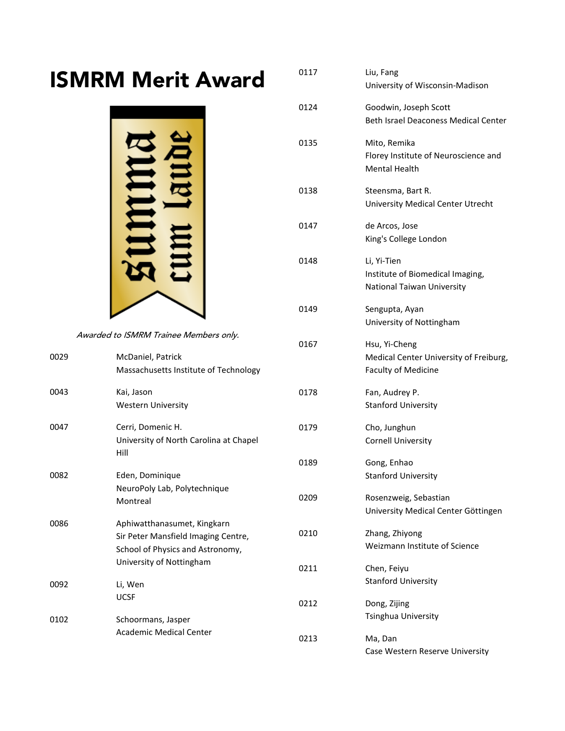# ISMRM Merit Award

*Awarded to ISMRM Trainee Members only.*

| | |
|---|---|
| 0029 | McDaniel, Patrick<br>Massachusetts Institute of Technology |
| 0043 | Kai, Jason<br>Western University |
| 0047 | Cerri, Domenic H.<br>University of North Carolina at Chapel Hill |
| 0082 | Eden, Dominique<br>NeuroPoly Lab, Polytechnique Montreal |
| 0086 | Aphiwatthanasumet, Kingkarn<br>Sir Peter Mansfield Imaging Centre, School of Physics and Astronomy, University of Nottingham |
| 0092 | Li, Wen<br>UCSF |
| 0102 | Schoormans, Jasper<br>Academic Medical Center |
| 0117 | Liu, Fang<br>University of Wisconsin-Madison |
| 0124 | Goodwin, Joseph Scott<br>Beth Israel Deaconess Medical Center |
| 0135 | Mito, Remika<br>Florey Institute of Neuroscience and Mental Health |
| 0138 | Steensma, Bart R.<br>University Medical Center Utrecht |
| 0147 | de Arcos, Jose<br>King's College London |
| 0148 | Li, Yi-Tien<br>Institute of Biomedical Imaging, National Taiwan University |
| 0149 | Sengupta, Ayan<br>University of Nottingham |
| 0167 | Hsu, Yi-Cheng<br>Medical Center University of Freiburg, Faculty of Medicine |
| 0178 | Fan, Audrey P.<br>Stanford University |
| 0179 | Cho, Junghun<br>Cornell University |
| 0189 | Gong, Enhao<br>Stanford University |
| 0209 | Rosenzweig, Sebastian<br>University Medical Center Göttingen |
| 0210 | Zhang, Zhiyong<br>Weizmann Institute of Science |
| 0211 | Chen, Feiyu<br>Stanford University |
| 0212 | Dong, Zijing<br>Tsinghua University |
| 0213 | Ma, Dan<br>Case Western Reserve University |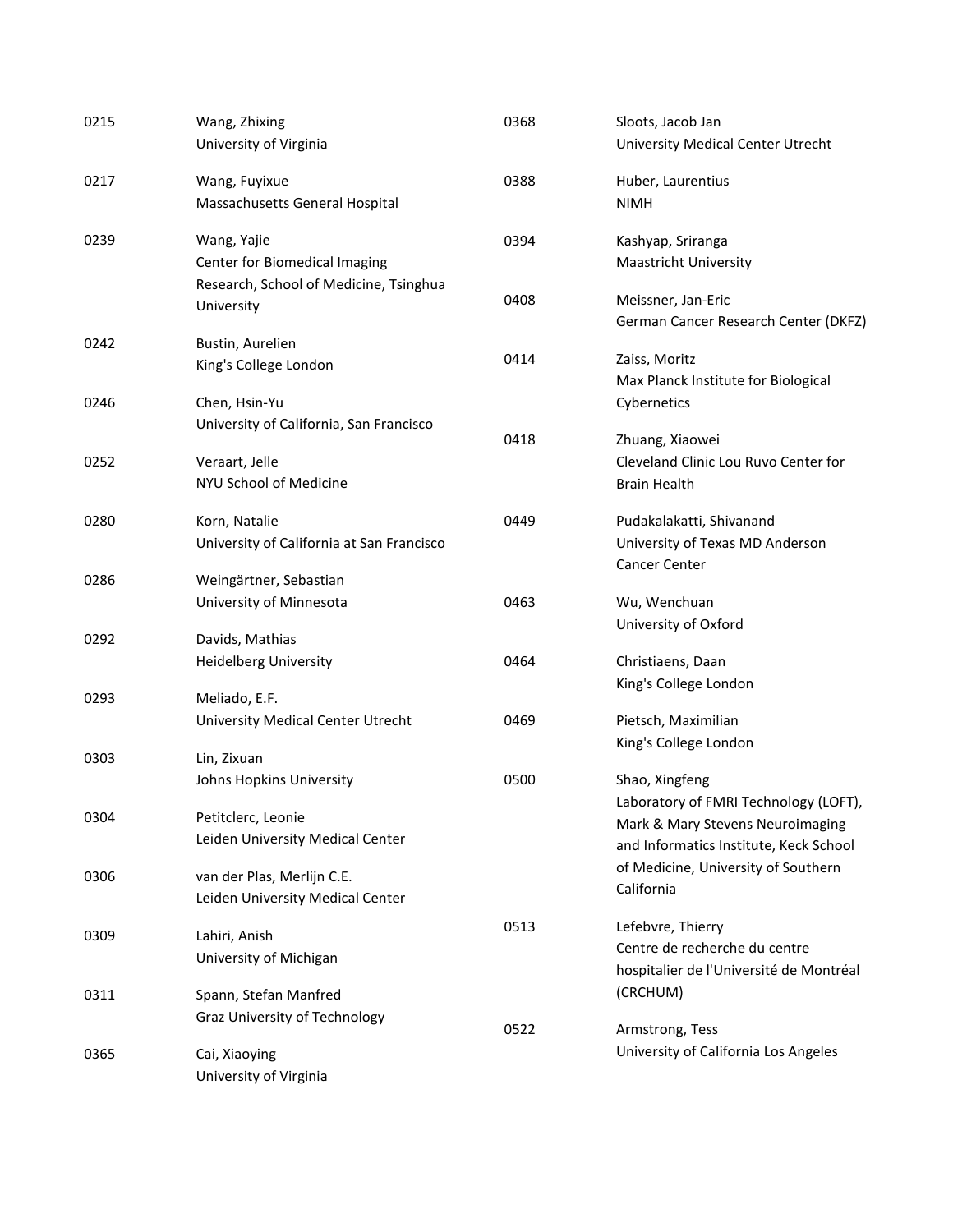| | | |
|---|---|---|
| 0215 | Wang, Zhixing | University of Virginia |
| 0217 | Wang, Fuyixue | Massachusetts General Hospital |
| 0239 | Wang, Yajie | Center for Biomedical Imaging Research, School of Medicine, Tsinghua University |
| 0242 | Bustin, Aurelien | King's College London |
| 0246 | Chen, Hsin-Yu | University of California, San Francisco |
| 0252 | Veraart, Jelle | NYU School of Medicine |
| 0280 | Korn, Natalie | University of California at San Francisco |
| 0286 | Weingärtner, Sebastian | University of Minnesota |
| 0292 | Davids, Mathias | Heidelberg University |
| 0293 | Meliado, E.F. | University Medical Center Utrecht |
| 0303 | Lin, Zixuan | Johns Hopkins University |
| 0304 | Petitclerc, Leonie | Leiden University Medical Center |
| 0306 | van der Plas, Merlijn C.E. | Leiden University Medical Center |
| 0309 | Lahiri, Anish | University of Michigan |
| 0311 | Spann, Stefan Manfred | Graz University of Technology |
| 0365 | Cai, Xiaoying | University of Virginia |
| 0368 | Sloots, Jacob Jan | University Medical Center Utrecht |
| 0388 | Huber, Laurentius | NIMH |
| 0394 | Kashyap, Sriranga | Maastricht University |
| 0408 | Meissner, Jan-Eric | German Cancer Research Center (DKFZ) |
| 0414 | Zaiss, Moritz | Max Planck Institute for Biological Cybernetics |
| 0418 | Zhuang, Xiaowei | Cleveland Clinic Lou Ruvo Center for Brain Health |
| 0449 | Pudakalakatti, Shivanand | University of Texas MD Anderson Cancer Center |
| 0463 | Wu, Wenchuan | University of Oxford |
| 0464 | Christiaens, Daan | King's College London |
| 0469 | Pietsch, Maximilian | King's College London |
| 0500 | Shao, Xingfeng | Laboratory of FMRI Technology (LOFT), Mark & Mary Stevens Neuroimaging and Informatics Institute, Keck School of Medicine, University of Southern California |
| 0513 | Lefebvre, Thierry | Centre de recherche du centre hospitalier de l'Université de Montréal (CRCHUM) |
| 0522 | Armstrong, Tess | University of California Los Angeles |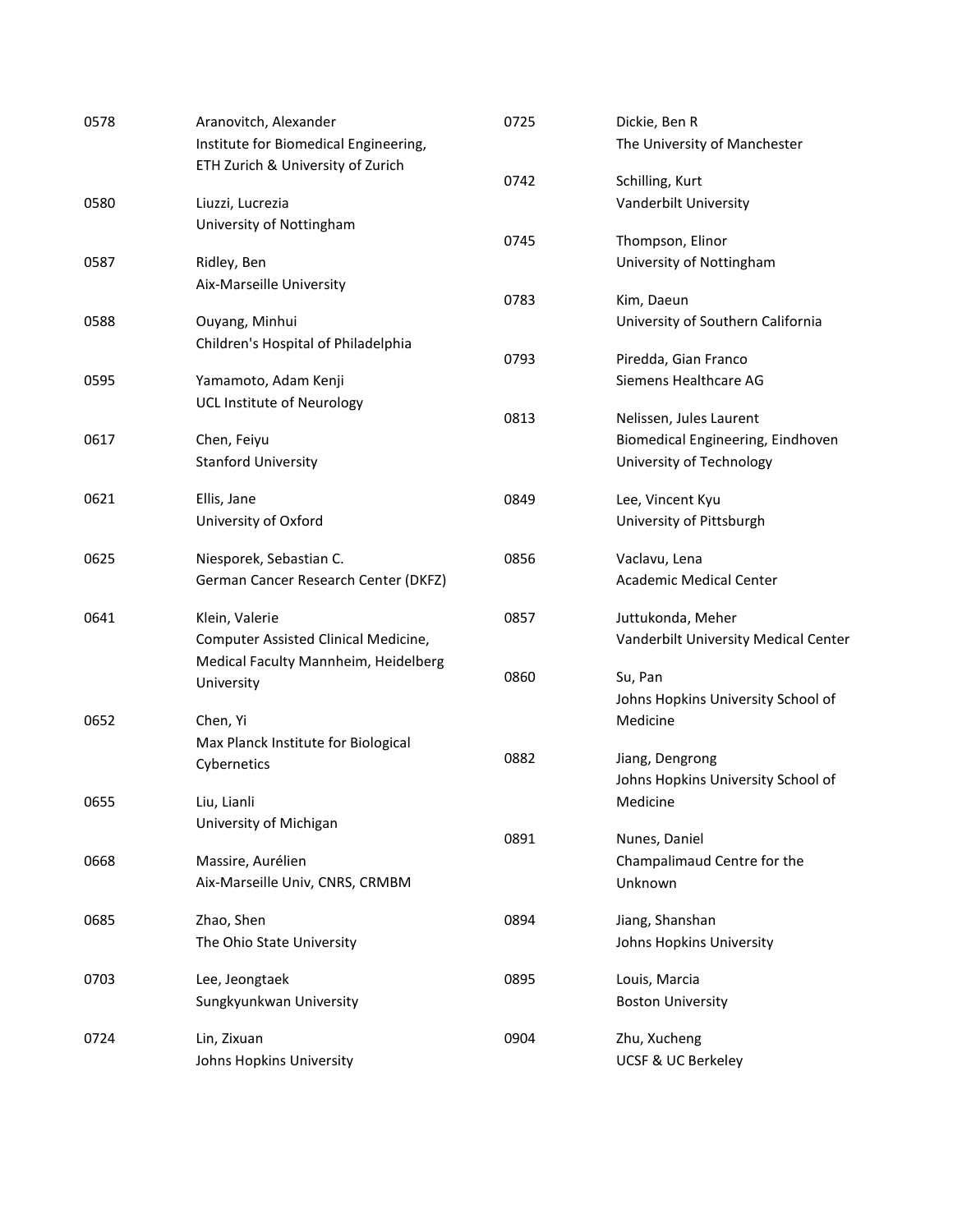| ID | Name / Affiliation |
|---|---|
| 0578 | Aranovitch, Alexander<br>Institute for Biomedical Engineering, ETH Zurich & University of Zurich |
| 0580 | Liuzzi, Lucrezia<br>University of Nottingham |
| 0587 | Ridley, Ben<br>Aix-Marseille University |
| 0588 | Ouyang, Minhui<br>Children's Hospital of Philadelphia |
| 0595 | Yamamoto, Adam Kenji<br>UCL Institute of Neurology |
| 0617 | Chen, Feiyu<br>Stanford University |
| 0621 | Ellis, Jane<br>University of Oxford |
| 0625 | Niesporek, Sebastian C.<br>German Cancer Research Center (DKFZ) |
| 0641 | Klein, Valerie<br>Computer Assisted Clinical Medicine, Medical Faculty Mannheim, Heidelberg University |
| 0652 | Chen, Yi<br>Max Planck Institute for Biological Cybernetics |
| 0655 | Liu, Lianli<br>University of Michigan |
| 0668 | Massire, Aurélien<br>Aix-Marseille Univ, CNRS, CRMBM |
| 0685 | Zhao, Shen<br>The Ohio State University |
| 0703 | Lee, Jeongtaek<br>Sungkyunkwan University |
| 0724 | Lin, Zixuan<br>Johns Hopkins University |
| 0725 | Dickie, Ben R<br>The University of Manchester |
| 0742 | Schilling, Kurt<br>Vanderbilt University |
| 0745 | Thompson, Elinor<br>University of Nottingham |
| 0783 | Kim, Daeun<br>University of Southern California |
| 0793 | Piredda, Gian Franco<br>Siemens Healthcare AG |
| 0813 | Nelissen, Jules Laurent<br>Biomedical Engineering, Eindhoven University of Technology |
| 0849 | Lee, Vincent Kyu<br>University of Pittsburgh |
| 0856 | Vaclavu, Lena<br>Academic Medical Center |
| 0857 | Juttukonda, Meher<br>Vanderbilt University Medical Center |
| 0860 | Su, Pan<br>Johns Hopkins University School of Medicine |
| 0882 | Jiang, Dengrong<br>Johns Hopkins University School of Medicine |
| 0891 | Nunes, Daniel<br>Champalimaud Centre for the Unknown |
| 0894 | Jiang, Shanshan<br>Johns Hopkins University |
| 0895 | Louis, Marcia<br>Boston University |
| 0904 | Zhu, Xucheng<br>UCSF & UC Berkeley |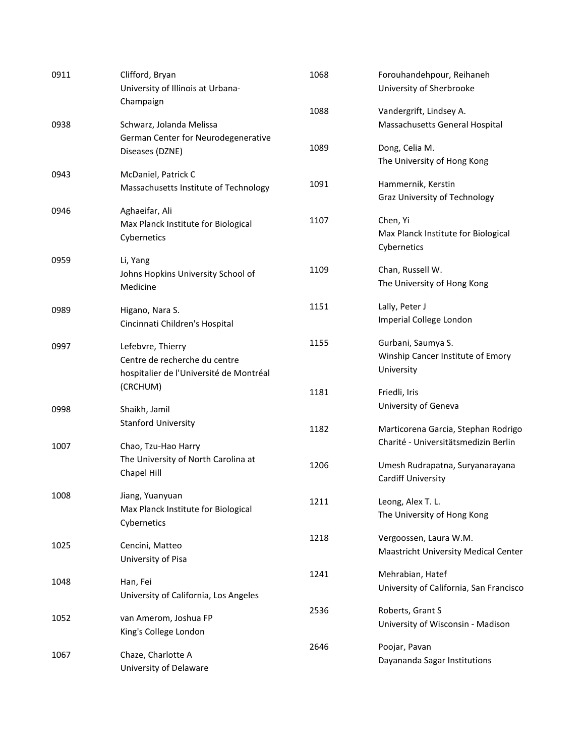| | |
|---|---|
| 0911 | Clifford, Bryan<br>University of Illinois at Urbana-Champaign |
| 0938 | Schwarz, Jolanda Melissa<br>German Center for Neurodegenerative Diseases (DZNE) |
| 0943 | McDaniel, Patrick C<br>Massachusetts Institute of Technology |
| 0946 | Aghaeifar, Ali<br>Max Planck Institute for Biological Cybernetics |
| 0959 | Li, Yang<br>Johns Hopkins University School of Medicine |
| 0989 | Higano, Nara S.<br>Cincinnati Children's Hospital |
| 0997 | Lefebvre, Thierry<br>Centre de recherche du centre hospitalier de l'Université de Montréal (CRCHUM) |
| 0998 | Shaikh, Jamil<br>Stanford University |
| 1007 | Chao, Tzu-Hao Harry<br>The University of North Carolina at Chapel Hill |
| 1008 | Jiang, Yuanyuan<br>Max Planck Institute for Biological Cybernetics |
| 1025 | Cencini, Matteo<br>University of Pisa |
| 1048 | Han, Fei<br>University of California, Los Angeles |
| 1052 | van Amerom, Joshua FP<br>King's College London |
| 1067 | Chaze, Charlotte A<br>University of Delaware |
| 1068 | Forouhandehpour, Reihaneh<br>University of Sherbrooke |
| 1088 | Vandergrift, Lindsey A.<br>Massachusetts General Hospital |
| 1089 | Dong, Celia M.<br>The University of Hong Kong |
| 1091 | Hammernik, Kerstin<br>Graz University of Technology |
| 1107 | Chen, Yi<br>Max Planck Institute for Biological Cybernetics |
| 1109 | Chan, Russell W.<br>The University of Hong Kong |
| 1151 | Lally, Peter J<br>Imperial College London |
| 1155 | Gurbani, Saumya S.<br>Winship Cancer Institute of Emory University |
| 1181 | Friedli, Iris<br>University of Geneva |
| 1182 | Marticorena Garcia, Stephan Rodrigo<br>Charité - Universitätsmedizin Berlin |
| 1206 | Umesh Rudrapatna, Suryanarayana<br>Cardiff University |
| 1211 | Leong, Alex T. L.<br>The University of Hong Kong |
| 1218 | Vergoossen, Laura W.M.<br>Maastricht University Medical Center |
| 1241 | Mehrabian, Hatef<br>University of California, San Francisco |
| 2536 | Roberts, Grant S<br>University of Wisconsin - Madison |
| 2646 | Poojar, Pavan<br>Dayananda Sagar Institutions |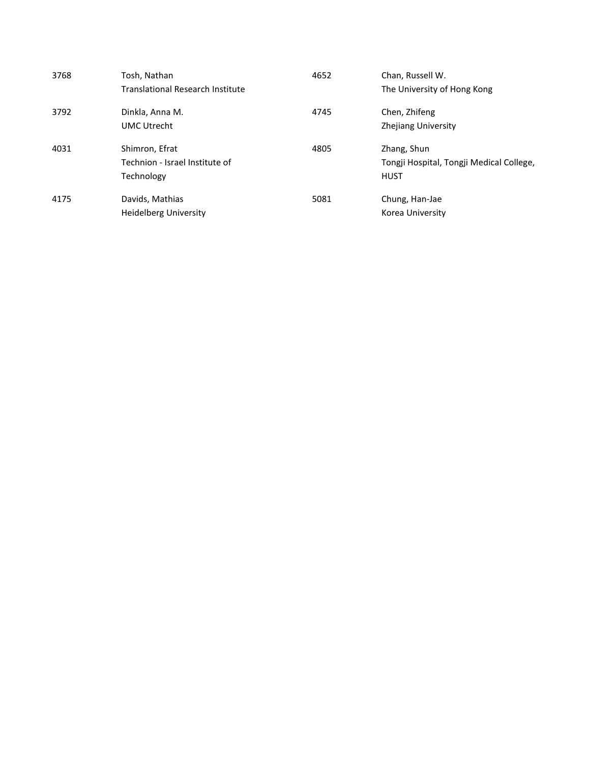3768 Tosh, Nathan
Translational Research Institute

3792 Dinkla, Anna M.
UMC Utrecht

4031 Shimron, Efrat
Technion - Israel Institute of Technology

4175 Davids, Mathias
Heidelberg University

4652 Chan, Russell W.
The University of Hong Kong

4745 Chen, Zhifeng
Zhejiang University

4805 Zhang, Shun
Tongji Hospital, Tongji Medical College, HUST

5081 Chung, Han-Jae
Korea University